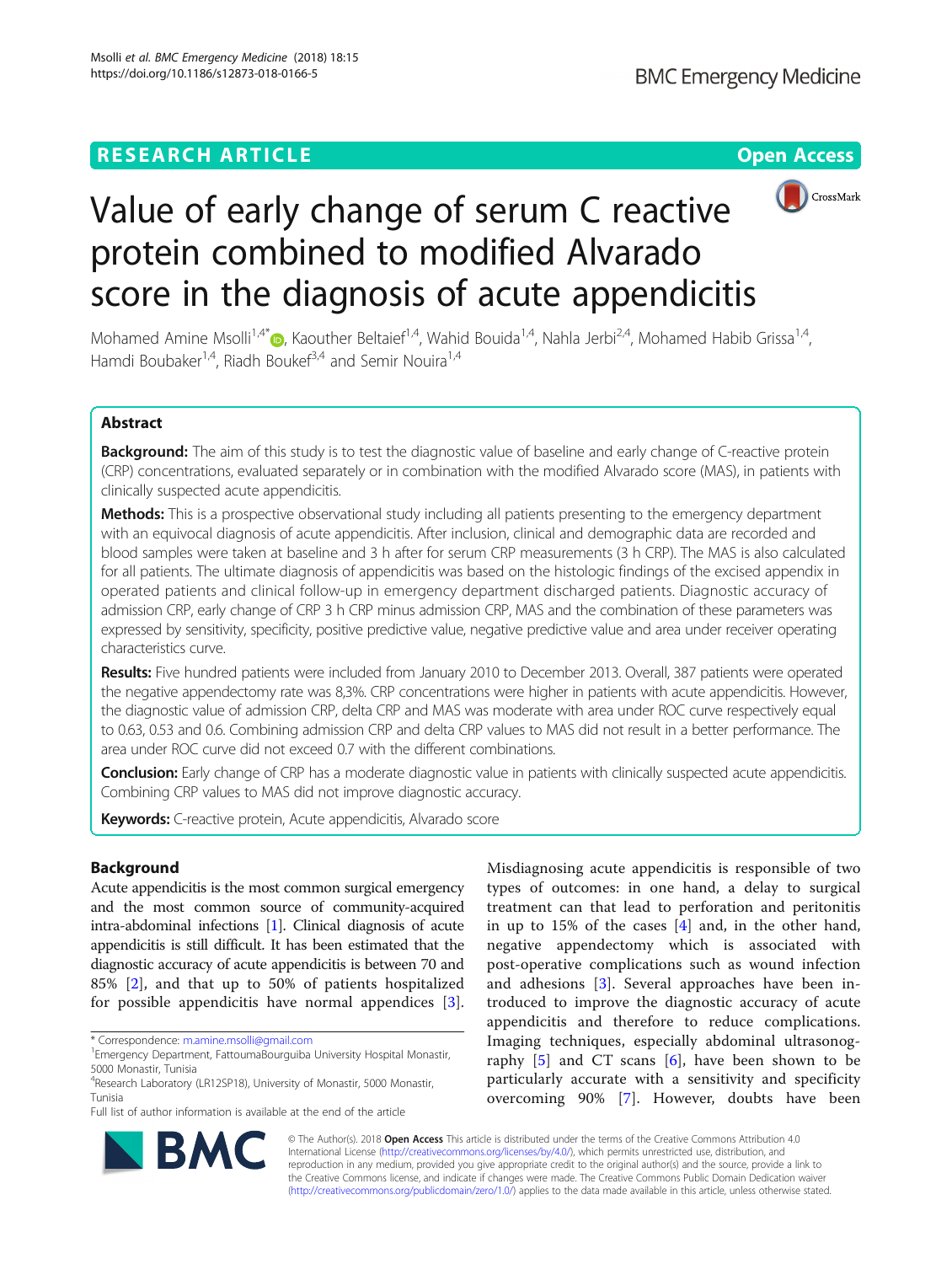# RESEARCH ARTICLE

# Value of early change of serum C reactive protein combined to modified Alvarado score in the diagnosis of acute appendicitis

Mohamed Amine Msolli[1,4*], Kaouther Beltaief[1,4], Wahid Bouida[1,4], Nahla Jerbi[2,4], Mohamed Habib Grissa[1,4], Hamdi Boubaker[1,4], Riadh Boukef[3,4] and Semir Nouira[1,4]

## Abstract

**Background:** The aim of this study is to test the diagnostic value of baseline and early change of C-reactive protein (CRP) concentrations, evaluated separately or in combination with the modified Alvarado score (MAS), in patients with clinically suspected acute appendicitis.

**Methods:** This is a prospective observational study including all patients presenting to the emergency department with an equivocal diagnosis of acute appendicitis. After inclusion, clinical and demographic data are recorded and blood samples were taken at baseline and 3 h after for serum CRP measurements (3 h CRP). The MAS is also calculated for all patients. The ultimate diagnosis of appendicitis was based on the histologic findings of the excised appendix in operated patients and clinical follow-up in emergency department discharged patients. Diagnostic accuracy of admission CRP, early change of CRP 3 h CRP minus admission CRP, MAS and the combination of these parameters was expressed by sensitivity, specificity, positive predictive value, negative predictive value and area under receiver operating characteristics curve.

**Results:** Five hundred patients were included from January 2010 to December 2013. Overall, 387 patients were operated the negative appendectomy rate was 8,3%. CRP concentrations were higher in patients with acute appendicitis. However, the diagnostic value of admission CRP, delta CRP and MAS was moderate with area under ROC curve respectively equal to 0.63, 0.53 and 0.6. Combining admission CRP and delta CRP values to MAS did not result in a better performance. The area under ROC curve did not exceed 0.7 with the different combinations.

**Conclusion:** Early change of CRP has a moderate diagnostic value in patients with clinically suspected acute appendicitis. Combining CRP values to MAS did not improve diagnostic accuracy.

**Keywords:** C-reactive protein, Acute appendicitis, Alvarado score

## Background

Acute appendicitis is the most common surgical emergency and the most common source of community-acquired intra-abdominal infections [1]. Clinical diagnosis of acute appendicitis is still difficult. It has been estimated that the diagnostic accuracy of acute appendicitis is between 70 and 85% [2], and that up to 50% of patients hospitalized for possible appendicitis have normal appendices [3]. Misdiagnosing acute appendicitis is responsible of two types of outcomes: in one hand, a delay to surgical treatment can that lead to perforation and peritonitis in up to 15% of the cases [4] and, in the other hand, negative appendectomy which is associated with post-operative complications such as wound infection and adhesions [3]. Several approaches have been introduced to improve the diagnostic accuracy of acute appendicitis and therefore to reduce complications. Imaging techniques, especially abdominal ultrasonography [5] and CT scans [6], have been shown to be particularly accurate with a sensitivity and specificity overcoming 90% [7]. However, doubts have been

\* Correspondence: m.amine.msolli@gmail.com
[1]Emergency Department, FattoumaBourguiba University Hospital Monastir, 5000 Monastir, Tunisia
[4]Research Laboratory (LR12SP18), University of Monastir, 5000 Monastir, Tunisia
Full list of author information is available at the end of the article

© The Author(s). 2018 **Open Access** This article is distributed under the terms of the Creative Commons Attribution 4.0 International License (http://creativecommons.org/licenses/by/4.0/), which permits unrestricted use, distribution, and reproduction in any medium, provided you give appropriate credit to the original author(s) and the source, provide a link to the Creative Commons license, and indicate if changes were made. The Creative Commons Public Domain Dedication waiver (http://creativecommons.org/publicdomain/zero/1.0/) applies to the data made available in this article, unless otherwise stated.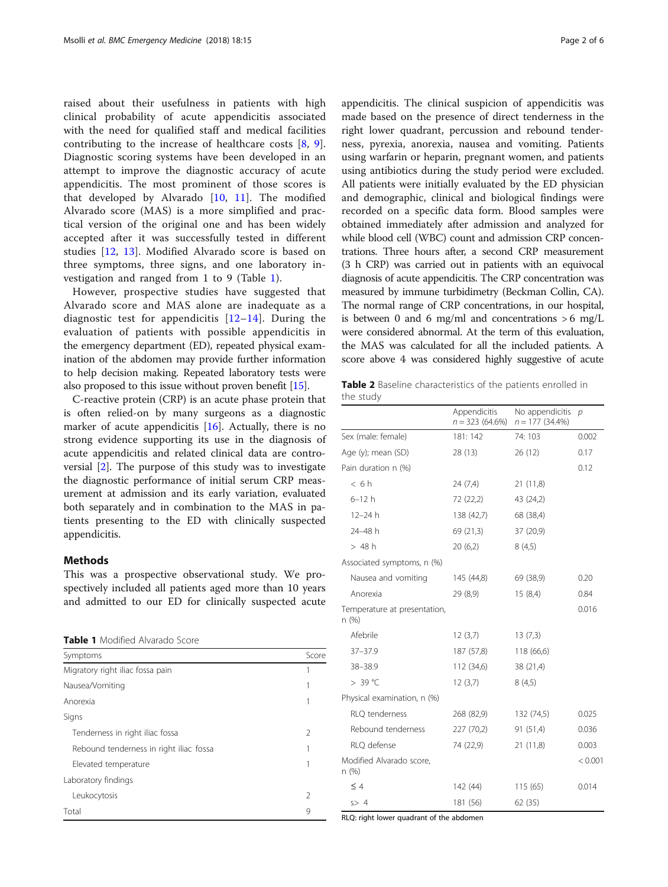raised about their usefulness in patients with high clinical probability of acute appendicitis associated with the need for qualified staff and medical facilities contributing to the increase of healthcare costs [8, 9]. Diagnostic scoring systems have been developed in an attempt to improve the diagnostic accuracy of acute appendicitis. The most prominent of those scores is that developed by Alvarado [10, 11]. The modified Alvarado score (MAS) is a more simplified and practical version of the original one and has been widely accepted after it was successfully tested in different studies [12, 13]. Modified Alvarado score is based on three symptoms, three signs, and one laboratory investigation and ranged from 1 to 9 (Table 1).

However, prospective studies have suggested that Alvarado score and MAS alone are inadequate as a diagnostic test for appendicitis [12–14]. During the evaluation of patients with possible appendicitis in the emergency department (ED), repeated physical examination of the abdomen may provide further information to help decision making. Repeated laboratory tests were also proposed to this issue without proven benefit [15].

C-reactive protein (CRP) is an acute phase protein that is often relied-on by many surgeons as a diagnostic marker of acute appendicitis [16]. Actually, there is no strong evidence supporting its use in the diagnosis of acute appendicitis and related clinical data are controversial [2]. The purpose of this study was to investigate the diagnostic performance of initial serum CRP measurement at admission and its early variation, evaluated both separately and in combination to the MAS in patients presenting to the ED with clinically suspected appendicitis.

## Methods

This was a prospective observational study. We prospectively included all patients aged more than 10 years and admitted to our ED for clinically suspected acute appendicitis. The clinical suspicion of appendicitis was made based on the presence of direct tenderness in the right lower quadrant, percussion and rebound tenderness, pyrexia, anorexia, nausea and vomiting. Patients using warfarin or heparin, pregnant women, and patients using antibiotics during the study period were excluded. All patients were initially evaluated by the ED physician and demographic, clinical and biological findings were recorded on a specific data form. Blood samples were obtained immediately after admission and analyzed for while blood cell (WBC) count and admission CRP concentrations. Three hours after, a second CRP measurement (3 h CRP) was carried out in patients with an equivocal diagnosis of acute appendicitis. The CRP concentration was measured by immune turbidimetry (Beckman Collin, CA). The normal range of CRP concentrations, in our hospital, is between 0 and 6 mg/ml and concentrations > 6 mg/L were considered abnormal. At the term of this evaluation, the MAS was calculated for all the included patients. A score above 4 was considered highly suggestive of acute

**Table 1** Modified Alvarado Score

| Symptoms | Score |
|---|---|
| Migratory right iliac fossa pain | 1 |
| Nausea/Vomiting | 1 |
| Anorexia | 1 |
| Signs | |
| Tenderness in right iliac fossa | 2 |
| Rebound tenderness in right iliac fossa | 1 |
| Elevated temperature | 1 |
| Laboratory findings | |
| Leukocytosis | 2 |
| Total | 9 |

**Table 2** Baseline characteristics of the patients enrolled in the study

| | Appendicitis $n = 323$ (64.6%) | No appendicitis $n = 177$ (34.4%) | $p$ |
|---|---|---|---|
| Sex (male: female) | 181: 142 | 74: 103 | 0.002 |
| Age (y); mean (SD) | 28 (13) | 26 (12) | 0.17 |
| Pain duration n (%) | | | 0.12 |
| < 6 h | 24 (7,4) | 21 (11,8) | |
| 6–12 h | 72 (22,2) | 43 (24,2) | |
| 12–24 h | 138 (42,7) | 68 (38,4) | |
| 24–48 h | 69 (21,3) | 37 (20,9) | |
| > 48 h | 20 (6,2) | 8 (4,5) | |
| Associated symptoms, n (%) | | | |
| Nausea and vomiting | 145 (44,8) | 69 (38,9) | 0.20 |
| Anorexia | 29 (8,9) | 15 (8,4) | 0.84 |
| Temperature at presentation, n (%) | | | 0.016 |
| Afebrile | 12 (3,7) | 13 (7,3) | |
| 37–37.9 | 187 (57,8) | 118 (66,6) | |
| 38–38.9 | 112 (34,6) | 38 (21,4) | |
| > 39 °C | 12 (3,7) | 8 (4,5) | |
| Physical examination, n (%) | | | |
| RLQ tenderness | 268 (82,9) | 132 (74,5) | 0.025 |
| Rebound tenderness | 227 (70,2) | 91 (51,4) | 0.036 |
| RLQ defense | 74 (22,9) | 21 (11,8) | 0.003 |
| Modified Alvarado score, n (%) | | | < 0.001 |
| ≤ 4 | 142 (44) | 115 (65) | 0.014 |
| s> 4 | 181 (56) | 62 (35) | |

RLQ: right lower quadrant of the abdomen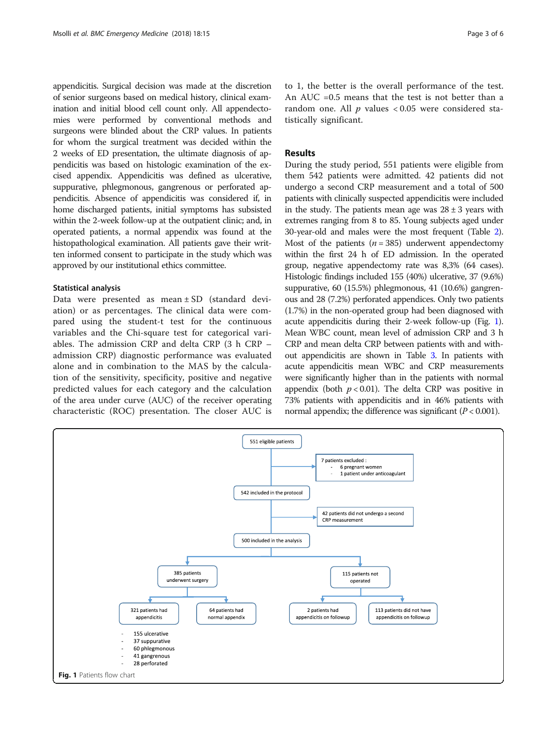appendicitis. Surgical decision was made at the discretion of senior surgeons based on medical history, clinical examination and initial blood cell count only. All appendectomies were performed by conventional methods and surgeons were blinded about the CRP values. In patients for whom the surgical treatment was decided within the 2 weeks of ED presentation, the ultimate diagnosis of appendicitis was based on histologic examination of the excised appendix. Appendicitis was defined as ulcerative, suppurative, phlegmonous, gangrenous or perforated appendicitis. Absence of appendicitis was considered if, in home discharged patients, initial symptoms has subsisted within the 2-week follow-up at the outpatient clinic; and, in operated patients, a normal appendix was found at the histopathological examination. All patients gave their written informed consent to participate in the study which was approved by our institutional ethics committee.

### Statistical analysis

Data were presented as mean ± SD (standard deviation) or as percentages. The clinical data were compared using the student-t test for the continuous variables and the Chi-square test for categorical variables. The admission CRP and delta CRP (3 h CRP – admission CRP) diagnostic performance was evaluated alone and in combination to the MAS by the calculation of the sensitivity, specificity, positive and negative predicted values for each category and the calculation of the area under curve (AUC) of the receiver operating characteristic (ROC) presentation. The closer AUC is to 1, the better is the overall performance of the test. An AUC =0.5 means that the test is not better than a random one. All $p$ values $< 0.05$ were considered statistically significant.

## Results

During the study period, 551 patients were eligible from them 542 patients were admitted. 42 patients did not undergo a second CRP measurement and a total of 500 patients with clinically suspected appendicitis were included in the study. The patients mean age was 28 ± 3 years with extremes ranging from 8 to 85. Young subjects aged under 30-year-old and males were the most frequent (Table 2). Most of the patients ($n = 385$) underwent appendectomy within the first 24 h of ED admission. In the operated group, negative appendectomy rate was 8,3% (64 cases). Histologic findings included 155 (40%) ulcerative, 37 (9.6%) suppurative, 60 (15.5%) phlegmonous, 41 (10.6%) gangrenous and 28 (7.2%) perforated appendices. Only two patients (1.7%) in the non-operated group had been diagnosed with acute appendicitis during their 2-week follow-up (Fig. 1). Mean WBC count, mean level of admission CRP and 3 h CRP and mean delta CRP between patients with and without appendicitis are shown in Table 3. In patients with acute appendicitis mean WBC and CRP measurements were significantly higher than in the patients with normal appendix (both $p < 0.01$). The delta CRP was positive in 73% patients with appendicitis and in 46% patients with normal appendix; the difference was significant ($P < 0.001$).

551 eligible patients

7 patients excluded :
- 6 pregnant women
- 1 patient under anticoagulant

542 included in the protocol

42 patients did not undergo a second CRP measurement

500 included in the analysis

385 patients underwent surgery

115 patients not operated

321 patients had appendicitis

64 patients had normal appendix

2 patients had appendicitis on followup

113 patients did not have appendicitis on followup

- 155 ulcerative
- 37 suppurative
- 60 phlegmonous
- 41 gangrenous
- 28 perforated

**Fig. 1** Patients flow chart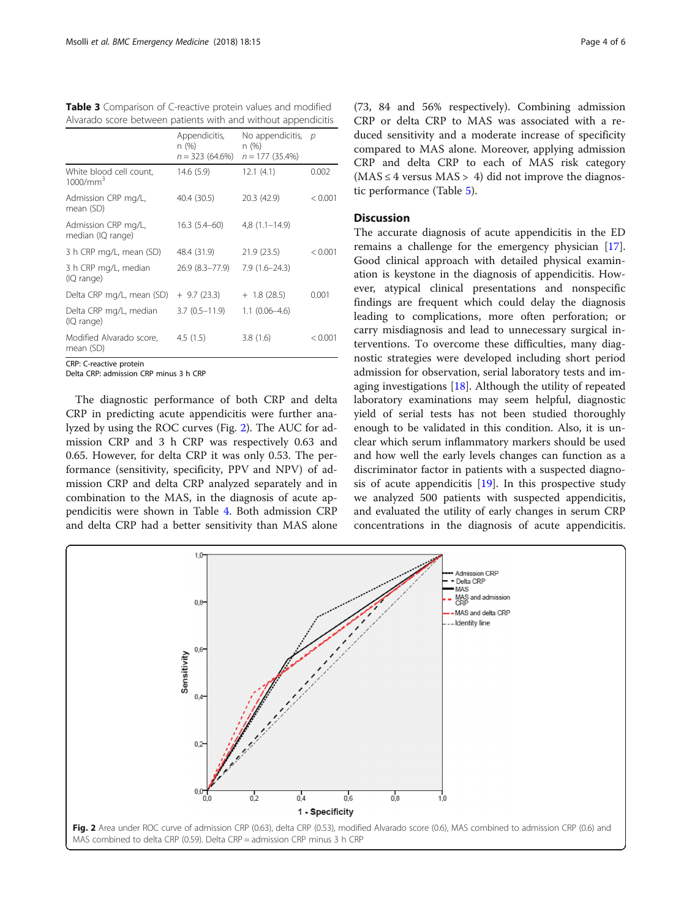**Table 3** Comparison of C-reactive protein values and modified Alvarado score between patients with and without appendicitis

| | Appendicitis, n (%) $n = 323$ (64.6%) | No appendicitis, n (%) $n = 177$ (35.4%) | p |
|---|---|---|---|
| White blood cell count, 1000/mm$^3$ | 14.6 (5.9) | 12.1 (4.1) | 0.002 |
| Admission CRP mg/L, mean (SD) | 40.4 (30.5) | 20.3 (42.9) | < 0.001 |
| Admission CRP mg/L, median (IQ range) | 16.3 (5.4–60) | 4,8 (1.1–14.9) | |
| 3 h CRP mg/L, mean (SD) | 48.4 (31.9) | 21.9 (23.5) | < 0.001 |
| 3 h CRP mg/L, median (IQ range) | 26.9 (8.3–77.9) | 7.9 (1.6–24.3) | |
| Delta CRP mg/L, mean (SD) | + 9.7 (23.3) | + 1.8 (28.5) | 0.001 |
| Delta CRP mg/L, median (IQ range) | 3.7 (0.5–11.9) | 1.1 (0.06–4.6) | |
| Modified Alvarado score, mean (SD) | 4.5 (1.5) | 3.8 (1.6) | < 0.001 |

CRP: C-reactive protein
Delta CRP: admission CRP minus 3 h CRP

The diagnostic performance of both CRP and delta CRP in predicting acute appendicitis were further analyzed by using the ROC curves (Fig. 2). The AUC for admission CRP and 3 h CRP was respectively 0.63 and 0.65. However, for delta CRP it was only 0.53. The performance (sensitivity, specificity, PPV and NPV) of admission CRP and delta CRP analyzed separately and in combination to the MAS, in the diagnosis of acute appendicitis were shown in Table 4. Both admission CRP and delta CRP had a better sensitivity than MAS alone (73, 84 and 56% respectively). Combining admission CRP or delta CRP to MAS was associated with a reduced sensitivity and a moderate increase of specificity compared to MAS alone. Moreover, applying admission CRP and delta CRP to each of MAS risk category (MAS ≤ 4 versus MAS > 4) did not improve the diagnostic performance (Table 5).

## Discussion

The accurate diagnosis of acute appendicitis in the ED remains a challenge for the emergency physician [17]. Good clinical approach with detailed physical examination is keystone in the diagnosis of appendicitis. However, atypical clinical presentations and nonspecific findings are frequent which could delay the diagnosis leading to complications, more often perforation; or carry misdiagnosis and lead to unnecessary surgical interventions. To overcome these difficulties, many diagnostic strategies were developed including short period admission for observation, serial laboratory tests and imaging investigations [18]. Although the utility of repeated laboratory examinations may seem helpful, diagnostic yield of serial tests has not been studied thoroughly enough to be validated in this condition. Also, it is unclear which serum inflammatory markers should be used and how well the early levels changes can function as a discriminator factor in patients with a suspected diagnosis of acute appendicitis [19]. In this prospective study we analyzed 500 patients with suspected appendicitis, and evaluated the utility of early changes in serum CRP concentrations in the diagnosis of acute appendicitis.

**Fig. 2** Area under ROC curve of admission CRP (0.63), delta CRP (0.53), modified Alvarado score (0.6), MAS combined to admission CRP (0.6) and MAS combined to delta CRP (0.59). Delta CRP = admission CRP minus 3 h CRP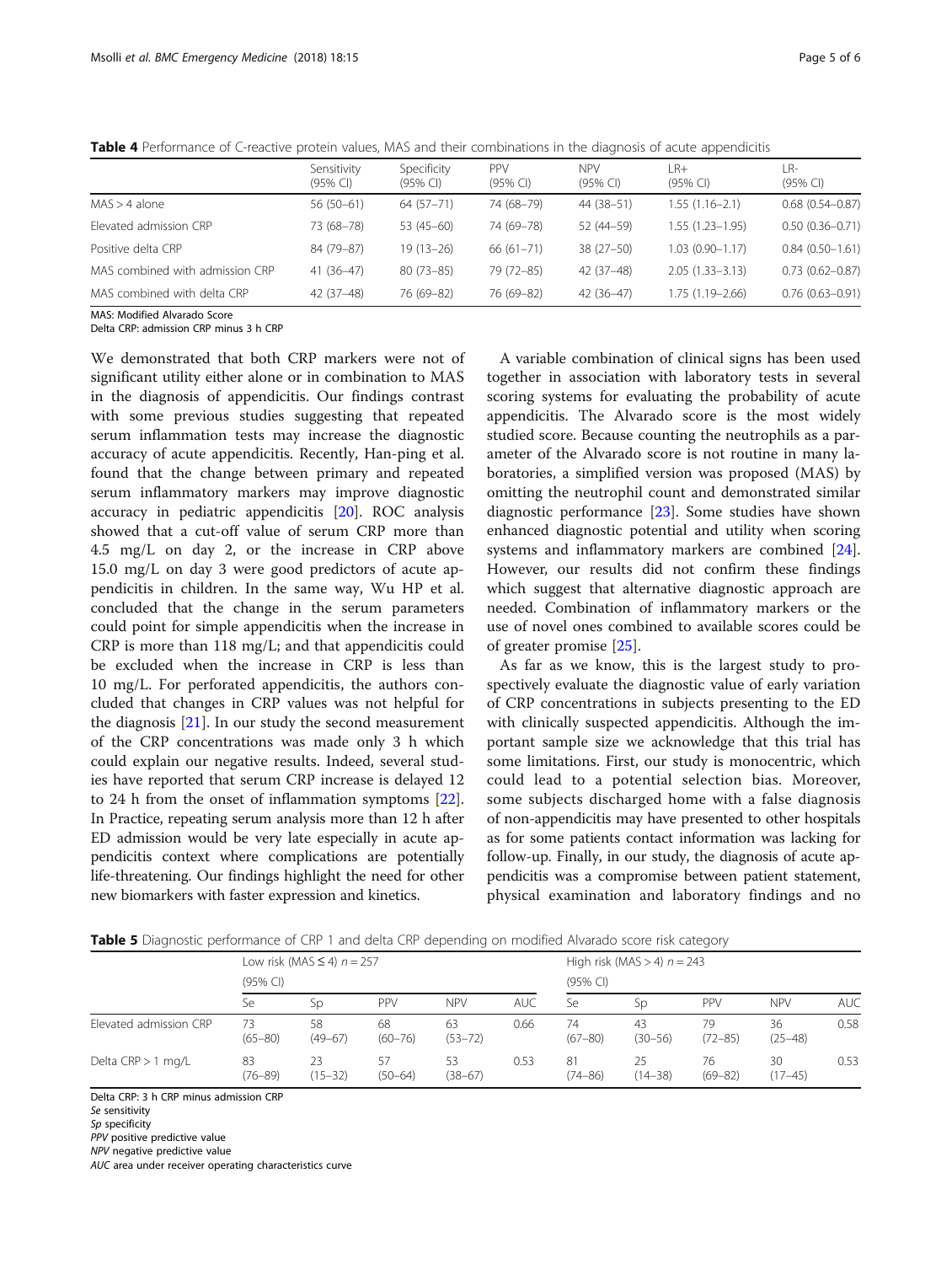**Table 4** Performance of C-reactive protein values, MAS and their combinations in the diagnosis of acute appendicitis

| | Sensitivity (95% CI) | Specificity (95% CI) | PPV (95% CI) | NPV (95% CI) | LR+ (95% CI) | LR- (95% CI) |
|---|---|---|---|---|---|---|
| MAS > 4 alone | 56 (50–61) | 64 (57–71) | 74 (68–79) | 44 (38–51) | 1.55 (1.16–2.1) | 0.68 (0.54–0.87) |
| Elevated admission CRP | 73 (68–78) | 53 (45–60) | 74 (69–78) | 52 (44–59) | 1.55 (1.23–1.95) | 0.50 (0.36–0.71) |
| Positive delta CRP | 84 (79–87) | 19 (13–26) | 66 (61–71) | 38 (27–50) | 1.03 (0.90–1.17) | 0.84 (0.50–1.61) |
| MAS combined with admission CRP | 41 (36–47) | 80 (73–85) | 79 (72–85) | 42 (37–48) | 2.05 (1.33–3.13) | 0.73 (0.62–0.87) |
| MAS combined with delta CRP | 42 (37–48) | 76 (69–82) | 76 (69–82) | 42 (36–47) | 1.75 (1.19–2.66) | 0.76 (0.63–0.91) |

MAS: Modified Alvarado Score
Delta CRP: admission CRP minus 3 h CRP

We demonstrated that both CRP markers were not of significant utility either alone or in combination to MAS in the diagnosis of appendicitis. Our findings contrast with some previous studies suggesting that repeated serum inflammation tests may increase the diagnostic accuracy of acute appendicitis. Recently, Han-ping et al. found that the change between primary and repeated serum inflammatory markers may improve diagnostic accuracy in pediatric appendicitis [20]. ROC analysis showed that a cut-off value of serum CRP more than 4.5 mg/L on day 2, or the increase in CRP above 15.0 mg/L on day 3 were good predictors of acute appendicitis in children. In the same way, Wu HP et al. concluded that the change in the serum parameters could point for simple appendicitis when the increase in CRP is more than 118 mg/L; and that appendicitis could be excluded when the increase in CRP is less than 10 mg/L. For perforated appendicitis, the authors concluded that changes in CRP values was not helpful for the diagnosis [21]. In our study the second measurement of the CRP concentrations was made only 3 h which could explain our negative results. Indeed, several studies have reported that serum CRP increase is delayed 12 to 24 h from the onset of inflammation symptoms [22]. In Practice, repeating serum analysis more than 12 h after ED admission would be very late especially in acute appendicitis context where complications are potentially life-threatening. Our findings highlight the need for other new biomarkers with faster expression and kinetics.

A variable combination of clinical signs has been used together in association with laboratory tests in several scoring systems for evaluating the probability of acute appendicitis. The Alvarado score is the most widely studied score. Because counting the neutrophils as a parameter of the Alvarado score is not routine in many laboratories, a simplified version was proposed (MAS) by omitting the neutrophil count and demonstrated similar diagnostic performance [23]. Some studies have shown enhanced diagnostic potential and utility when scoring systems and inflammatory markers are combined [24]. However, our results did not confirm these findings which suggest that alternative diagnostic approach are needed. Combination of inflammatory markers or the use of novel ones combined to available scores could be of greater promise [25].

As far as we know, this is the largest study to prospectively evaluate the diagnostic value of early variation of CRP concentrations in subjects presenting to the ED with clinically suspected appendicitis. Although the important sample size we acknowledge that this trial has some limitations. First, our study is monocentric, which could lead to a potential selection bias. Moreover, some subjects discharged home with a false diagnosis of non-appendicitis may have presented to other hospitals as for some patients contact information was lacking for follow-up. Finally, in our study, the diagnosis of acute appendicitis was a compromise between patient statement, physical examination and laboratory findings and no

**Table 5** Diagnostic performance of CRP 1 and delta CRP depending on modified Alvarado score risk category

| | Low risk (MAS ≤ 4) $n = 257$ (95% CI) | | | | | High risk (MAS > 4) $n = 243$ (95% CI) | | | | |
|---|---|---|---|---|---|---|---|---|---|---|
| | Se | Sp | PPV | NPV | AUC | Se | Sp | PPV | NPV | AUC |
| Elevated admission CRP | 73 (65–80) | 58 (49–67) | 68 (60–76) | 63 (53–72) | 0.66 | 74 (67–80) | 43 (30–56) | 79 (72–85) | 36 (25–48) | 0.58 |
| Delta CRP > 1 mg/L | 83 (76–89) | 23 (15–32) | 57 (50–64) | 53 (38–67) | 0.53 | 81 (74–86) | 25 (14–38) | 76 (69–82) | 30 (17–45) | 0.53 |

Delta CRP: 3 h CRP minus admission CRP
*Se* sensitivity
*Sp* specificity
*PPV* positive predictive value
*NPV* negative predictive value
*AUC* area under receiver operating characteristics curve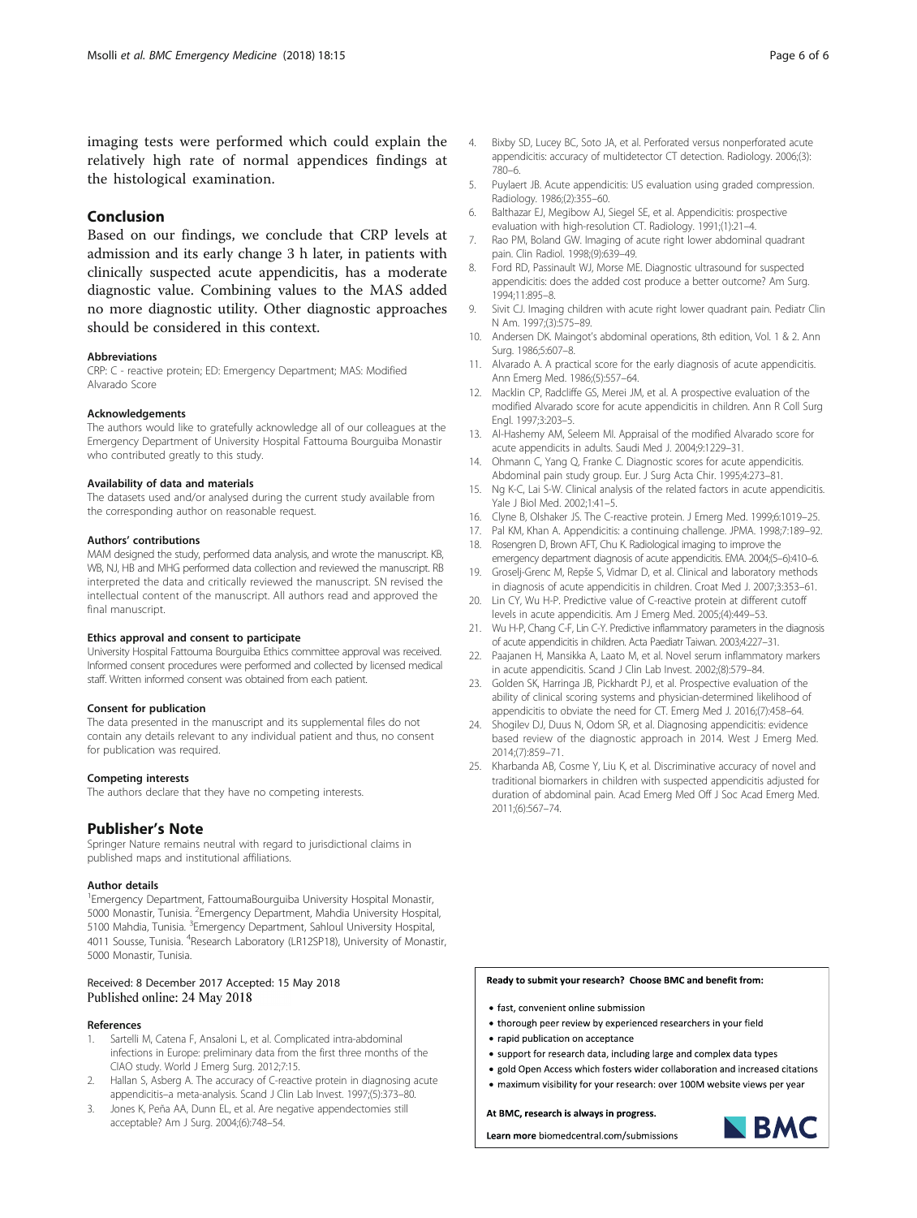imaging tests were performed which could explain the relatively high rate of normal appendices findings at the histological examination.

## Conclusion

Based on our findings, we conclude that CRP levels at admission and its early change 3 h later, in patients with clinically suspected acute appendicitis, has a moderate diagnostic value. Combining values to the MAS added no more diagnostic utility. Other diagnostic approaches should be considered in this context.

### Abbreviations

CRP: C - reactive protein; ED: Emergency Department; MAS: Modified Alvarado Score

### Acknowledgements

The authors would like to gratefully acknowledge all of our colleagues at the Emergency Department of University Hospital Fattouma Bourguiba Monastir who contributed greatly to this study.

### Availability of data and materials

The datasets used and/or analysed during the current study available from the corresponding author on reasonable request.

### Authors' contributions

MAM designed the study, performed data analysis, and wrote the manuscript. KB, WB, NJ, HB and MHG performed data collection and reviewed the manuscript. RB interpreted the data and critically reviewed the manuscript. SN revised the intellectual content of the manuscript. All authors read and approved the final manuscript.

### Ethics approval and consent to participate

University Hospital Fattouma Bourguiba Ethics committee approval was received. Informed consent procedures were performed and collected by licensed medical staff. Written informed consent was obtained from each patient.

### Consent for publication

The data presented in the manuscript and its supplemental files do not contain any details relevant to any individual patient and thus, no consent for publication was required.

### Competing interests

The authors declare that they have no competing interests.

## Publisher's Note

Springer Nature remains neutral with regard to jurisdictional claims in published maps and institutional affiliations.

### Author details

[1]Emergency Department, FattoumaBourguiba University Hospital Monastir, 5000 Monastir, Tunisia. [2]Emergency Department, Mahdia University Hospital, 5100 Mahdia, Tunisia. [3]Emergency Department, Sahloul University Hospital, 4011 Sousse, Tunisia. [4]Research Laboratory (LR12SP18), University of Monastir, 5000 Monastir, Tunisia.

Received: 8 December 2017 Accepted: 15 May 2018
Published online: 24 May 2018

### References

1. Sartelli M, Catena F, Ansaloni L, et al. Complicated intra-abdominal infections in Europe: preliminary data from the first three months of the CIAO study. World J Emerg Surg. 2012;7:15.
2. Hallan S, Asberg A. The accuracy of C-reactive protein in diagnosing acute appendicitis–a meta-analysis. Scand J Clin Lab Invest. 1997;(5):373–80.
3. Jones K, Peña AA, Dunn EL, et al. Are negative appendectomies still acceptable? Am J Surg. 2004;(6):748–54.
4. Bixby SD, Lucey BC, Soto JA, et al. Perforated versus nonperforated acute appendicitis: accuracy of multidetector CT detection. Radiology. 2006;(3):780–6.
5. Puylaert JB. Acute appendicitis: US evaluation using graded compression. Radiology. 1986;(2):355–60.
6. Balthazar EJ, Megibow AJ, Siegel SE, et al. Appendicitis: prospective evaluation with high-resolution CT. Radiology. 1991;(1):21–4.
7. Rao PM, Boland GW. Imaging of acute right lower abdominal quadrant pain. Clin Radiol. 1998;(9):639–49.
8. Ford RD, Passinault WJ, Morse ME. Diagnostic ultrasound for suspected appendicitis: does the added cost produce a better outcome? Am Surg. 1994;11:895–8.
9. Sivit CJ. Imaging children with acute right lower quadrant pain. Pediatr Clin N Am. 1997;(3):575–89.
10. Andersen DK. Maingot's abdominal operations, 8th edition, Vol. 1 & 2. Ann Surg. 1986;5:607–8.
11. Alvarado A. A practical score for the early diagnosis of acute appendicitis. Ann Emerg Med. 1986;(5):557–64.
12. Macklin CP, Radcliffe GS, Merei JM, et al. A prospective evaluation of the modified Alvarado score for acute appendicitis in children. Ann R Coll Surg Engl. 1997;3:203–5.
13. Al-Hashemy AM, Seleem MI. Appraisal of the modified Alvarado score for acute appendicits in adults. Saudi Med J. 2004;9:1229–31.
14. Ohmann C, Yang Q, Franke C. Diagnostic scores for acute appendicitis. Abdominal pain study group. Eur. J Surg Acta Chir. 1995;4:273–81.
15. Ng K-C, Lai S-W. Clinical analysis of the related factors in acute appendicitis. Yale J Biol Med. 2002;1:41–5.
16. Clyne B, Olshaker JS. The C-reactive protein. J Emerg Med. 1999;6:1019–25.
17. Pal KM, Khan A. Appendicitis: a continuing challenge. JPMA. 1998;7:189–92.
18. Rosengren D, Brown AFT, Chu K. Radiological imaging to improve the emergency department diagnosis of acute appendicitis. EMA. 2004;(5–6):410–6.
19. Groselj-Grenc M, Repše S, Vidmar D, et al. Clinical and laboratory methods in diagnosis of acute appendicitis in children. Croat Med J. 2007;3:353–61.
20. Lin CY, Wu H-P. Predictive value of C-reactive protein at different cutoff levels in acute appendicitis. Am J Emerg Med. 2005;(4):449–53.
21. Wu H-P, Chang C-F, Lin C-Y. Predictive inflammatory parameters in the diagnosis of acute appendicitis in children. Acta Paediatr Taiwan. 2003;4:227–31.
22. Paajanen H, Mansikka A, Laato M, et al. Novel serum inflammatory markers in acute appendicitis. Scand J Clin Lab Invest. 2002;(8):579–84.
23. Golden SK, Harringa JB, Pickhardt PJ, et al. Prospective evaluation of the ability of clinical scoring systems and physician-determined likelihood of appendicitis to obviate the need for CT. Emerg Med J. 2016;(7):458–64.
24. Shogilev DJ, Duus N, Odom SR, et al. Diagnosing appendicitis: evidence based review of the diagnostic approach in 2014. West J Emerg Med. 2014;(7):859–71.
25. Kharbanda AB, Cosme Y, Liu K, et al. Discriminative accuracy of novel and traditional biomarkers in children with suspected appendicitis adjusted for duration of abdominal pain. Acad Emerg Med Off J Soc Acad Emerg Med. 2011;(6):567–74.

**Ready to submit your research? Choose BMC and benefit from:**

- fast, convenient online submission
- thorough peer review by experienced researchers in your field
- rapid publication on acceptance
- support for research data, including large and complex data types
- gold Open Access which fosters wider collaboration and increased citations
- maximum visibility for your research: over 100M website views per year

**At BMC, research is always in progress.**

**Learn more** biomedcentral.com/submissions

BMC